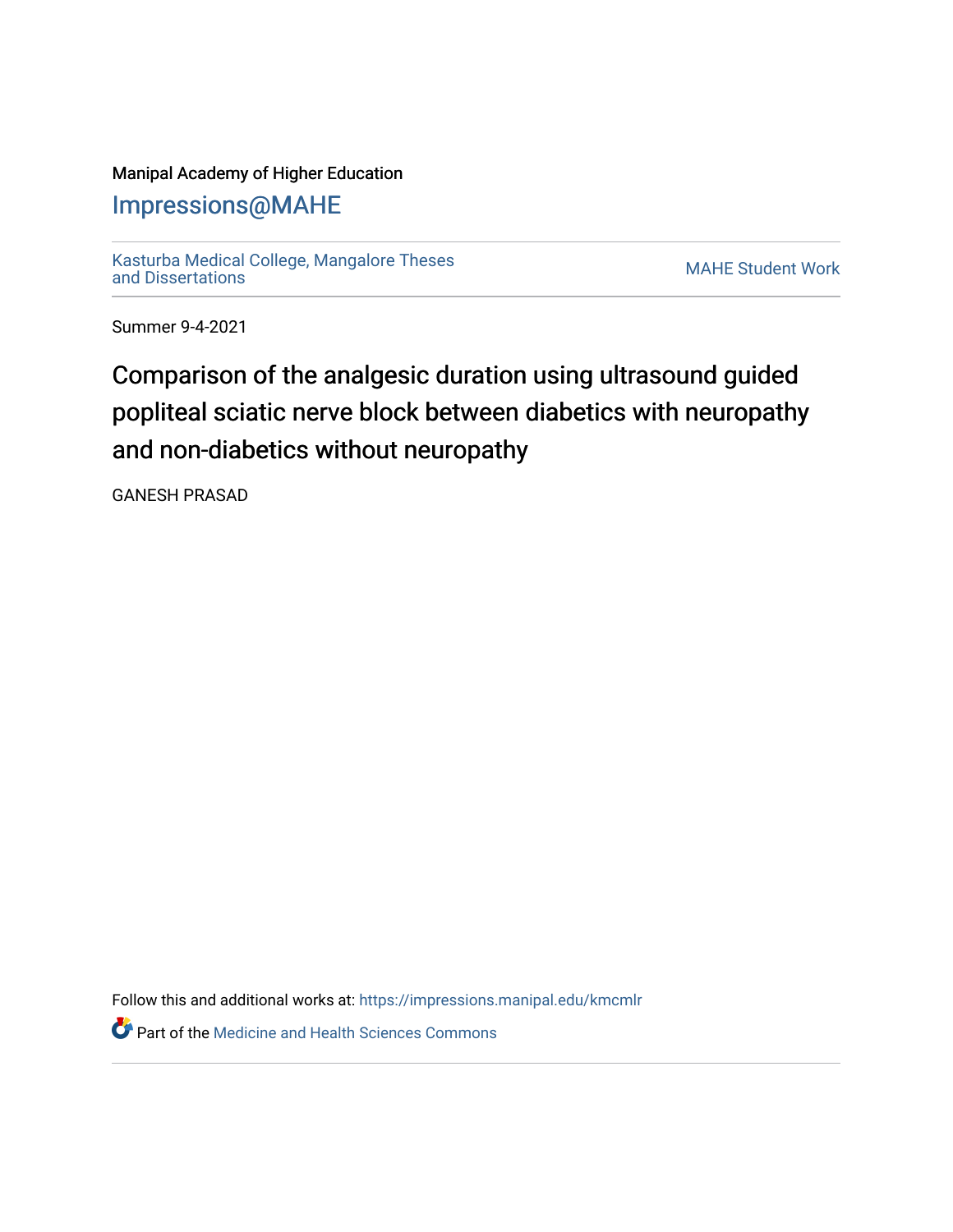Manipal Academy of Higher Education

# Impressions@MAHE

Kasturba Medical College, Mangalore Theses and Dissertations

MAHE Student Work

Summer 9-4-2021

## Comparison of the analgesic duration using ultrasound guided popliteal sciatic nerve block between diabetics with neuropathy and non-diabetics without neuropathy

GANESH PRASAD

Follow this and additional works at: https://impressions.manipal.edu/kmcmlr

Part of the Medicine and Health Sciences Commons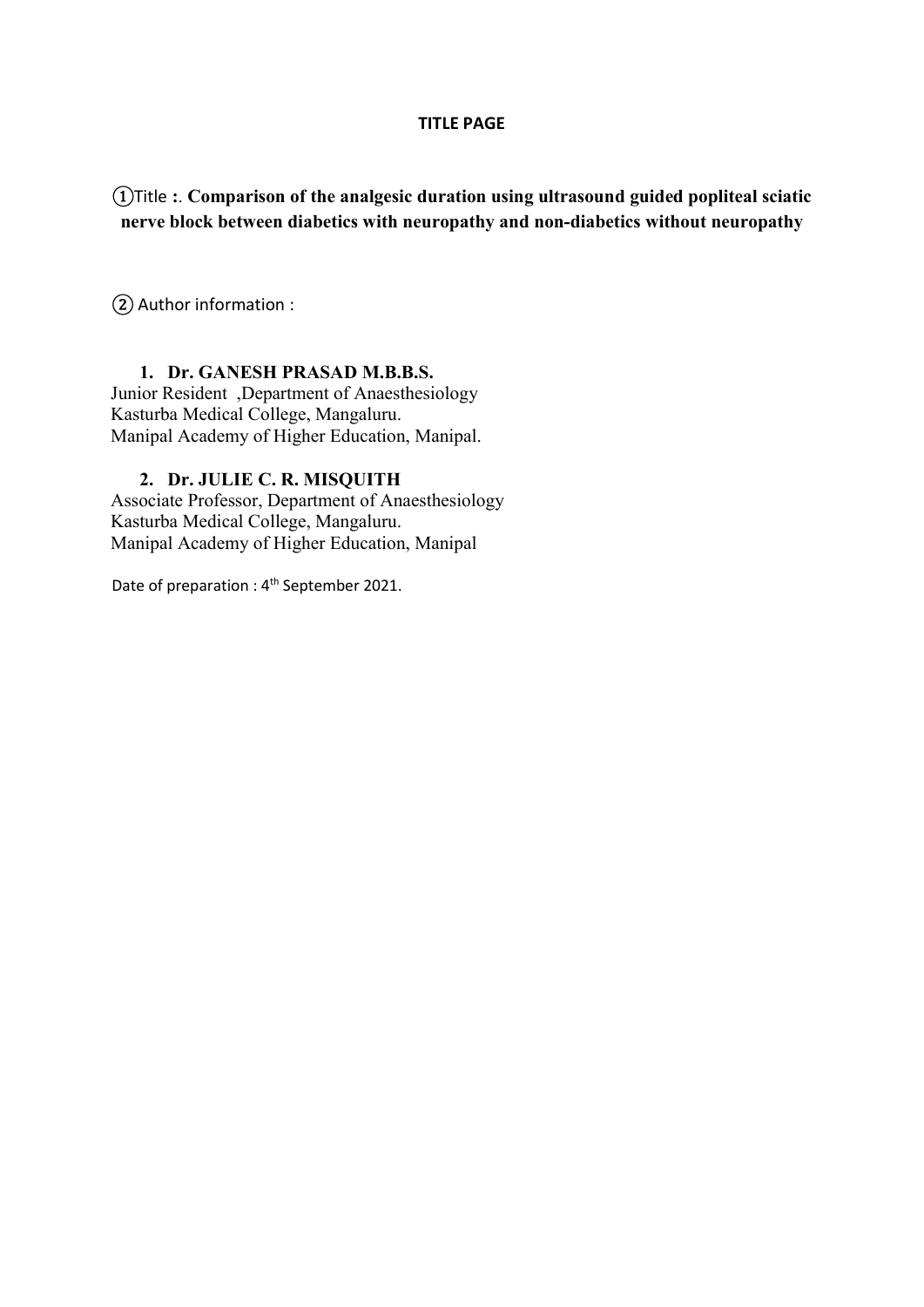**TITLE PAGE**

①Title :. **Comparison of the analgesic duration using ultrasound guided popliteal sciatic nerve block between diabetics with neuropathy and non-diabetics without neuropathy**

② Author information :

1. **Dr. GANESH PRASAD M.B.B.S.**

Junior Resident ,Department of Anaesthesiology
Kasturba Medical College, Mangaluru.
Manipal Academy of Higher Education, Manipal.

2. **Dr. JULIE C. R. MISQUITH**

Associate Professor, Department of Anaesthesiology
Kasturba Medical College, Mangaluru.
Manipal Academy of Higher Education, Manipal

Date of preparation : 4th September 2021.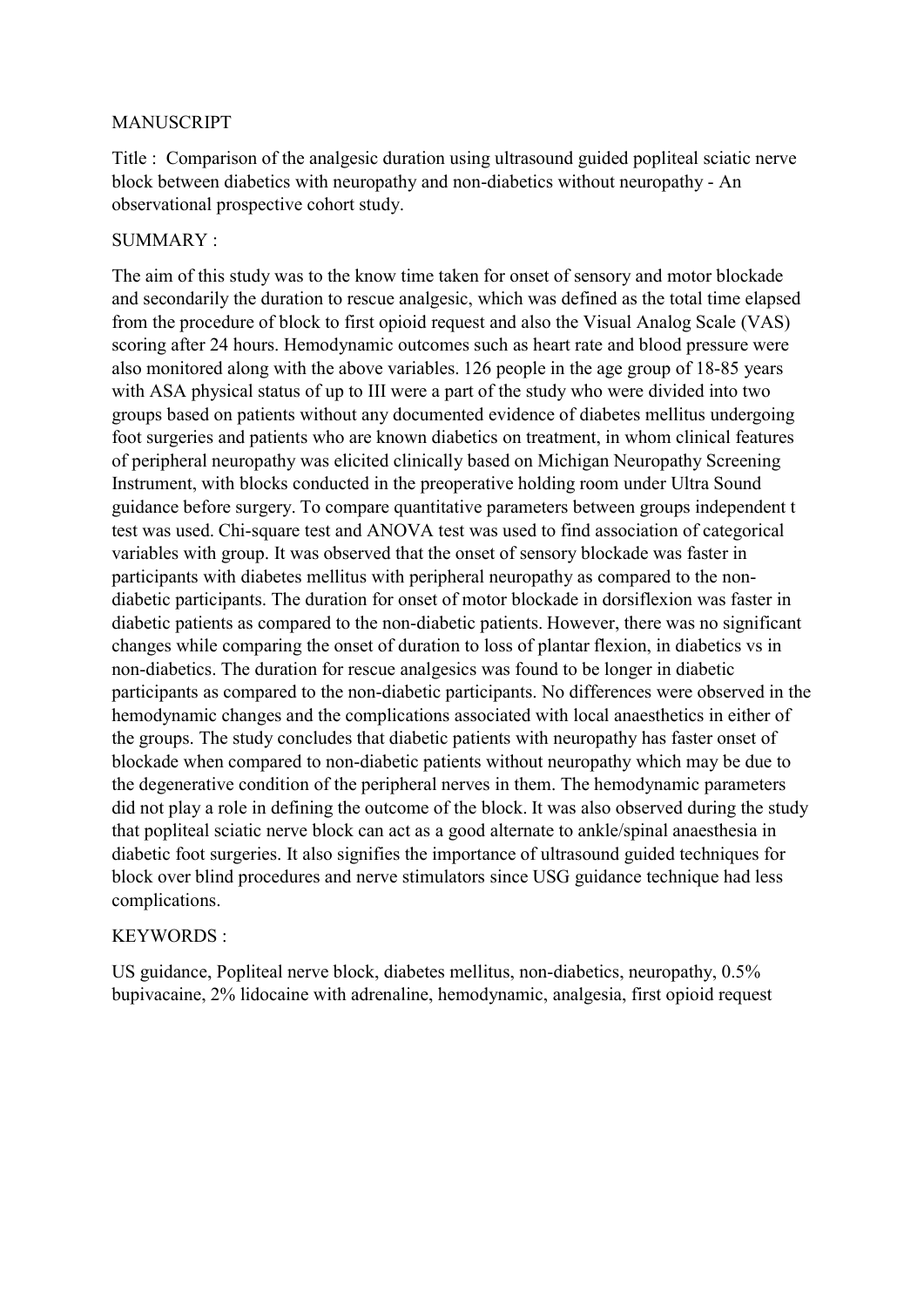MANUSCRIPT

Title : Comparison of the analgesic duration using ultrasound guided popliteal sciatic nerve block between diabetics with neuropathy and non-diabetics without neuropathy - An observational prospective cohort study.

SUMMARY :

The aim of this study was to the know time taken for onset of sensory and motor blockade and secondarily the duration to rescue analgesic, which was defined as the total time elapsed from the procedure of block to first opioid request and also the Visual Analog Scale (VAS) scoring after 24 hours. Hemodynamic outcomes such as heart rate and blood pressure were also monitored along with the above variables. 126 people in the age group of 18-85 years with ASA physical status of up to III were a part of the study who were divided into two groups based on patients without any documented evidence of diabetes mellitus undergoing foot surgeries and patients who are known diabetics on treatment, in whom clinical features of peripheral neuropathy was elicited clinically based on Michigan Neuropathy Screening Instrument, with blocks conducted in the preoperative holding room under Ultra Sound guidance before surgery. To compare quantitative parameters between groups independent t test was used. Chi-square test and ANOVA test was used to find association of categorical variables with group. It was observed that the onset of sensory blockade was faster in participants with diabetes mellitus with peripheral neuropathy as compared to the non-diabetic participants. The duration for onset of motor blockade in dorsiflexion was faster in diabetic patients as compared to the non-diabetic patients. However, there was no significant changes while comparing the onset of duration to loss of plantar flexion, in diabetics vs in non-diabetics. The duration for rescue analgesics was found to be longer in diabetic participants as compared to the non-diabetic participants. No differences were observed in the hemodynamic changes and the complications associated with local anaesthetics in either of the groups. The study concludes that diabetic patients with neuropathy has faster onset of blockade when compared to non-diabetic patients without neuropathy which may be due to the degenerative condition of the peripheral nerves in them. The hemodynamic parameters did not play a role in defining the outcome of the block. It was also observed during the study that popliteal sciatic nerve block can act as a good alternate to ankle/spinal anaesthesia in diabetic foot surgeries. It also signifies the importance of ultrasound guided techniques for block over blind procedures and nerve stimulators since USG guidance technique had less complications.

KEYWORDS :

US guidance, Popliteal nerve block, diabetes mellitus, non-diabetics, neuropathy, 0.5% bupivacaine, 2% lidocaine with adrenaline, hemodynamic, analgesia, first opioid request